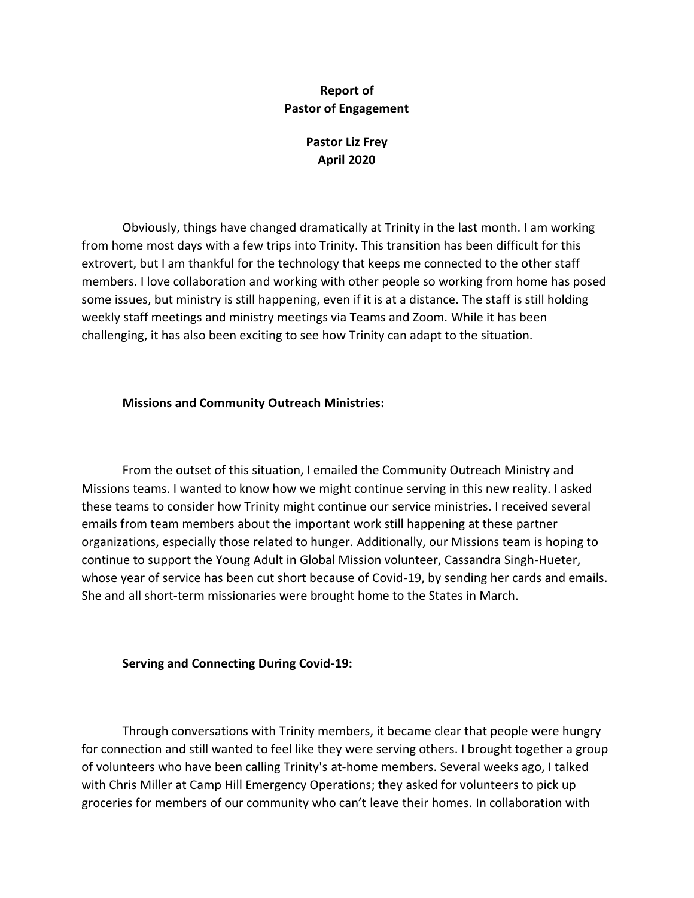**Report of**
**Pastor of Engagement**

**Pastor Liz Frey**
**April 2020**

Obviously, things have changed dramatically at Trinity in the last month. I am working from home most days with a few trips into Trinity. This transition has been difficult for this extrovert, but I am thankful for the technology that keeps me connected to the other staff members. I love collaboration and working with other people so working from home has posed some issues, but ministry is still happening, even if it is at a distance. The staff is still holding weekly staff meetings and ministry meetings via Teams and Zoom. While it has been challenging, it has also been exciting to see how Trinity can adapt to the situation.

**Missions and Community Outreach Ministries:**

From the outset of this situation, I emailed the Community Outreach Ministry and Missions teams. I wanted to know how we might continue serving in this new reality. I asked these teams to consider how Trinity might continue our service ministries. I received several emails from team members about the important work still happening at these partner organizations, especially those related to hunger. Additionally, our Missions team is hoping to continue to support the Young Adult in Global Mission volunteer, Cassandra Singh-Hueter, whose year of service has been cut short because of Covid-19, by sending her cards and emails. She and all short-term missionaries were brought home to the States in March.

**Serving and Connecting During Covid-19:**

Through conversations with Trinity members, it became clear that people were hungry for connection and still wanted to feel like they were serving others. I brought together a group of volunteers who have been calling Trinity's at-home members. Several weeks ago, I talked with Chris Miller at Camp Hill Emergency Operations; they asked for volunteers to pick up groceries for members of our community who can't leave their homes. In collaboration with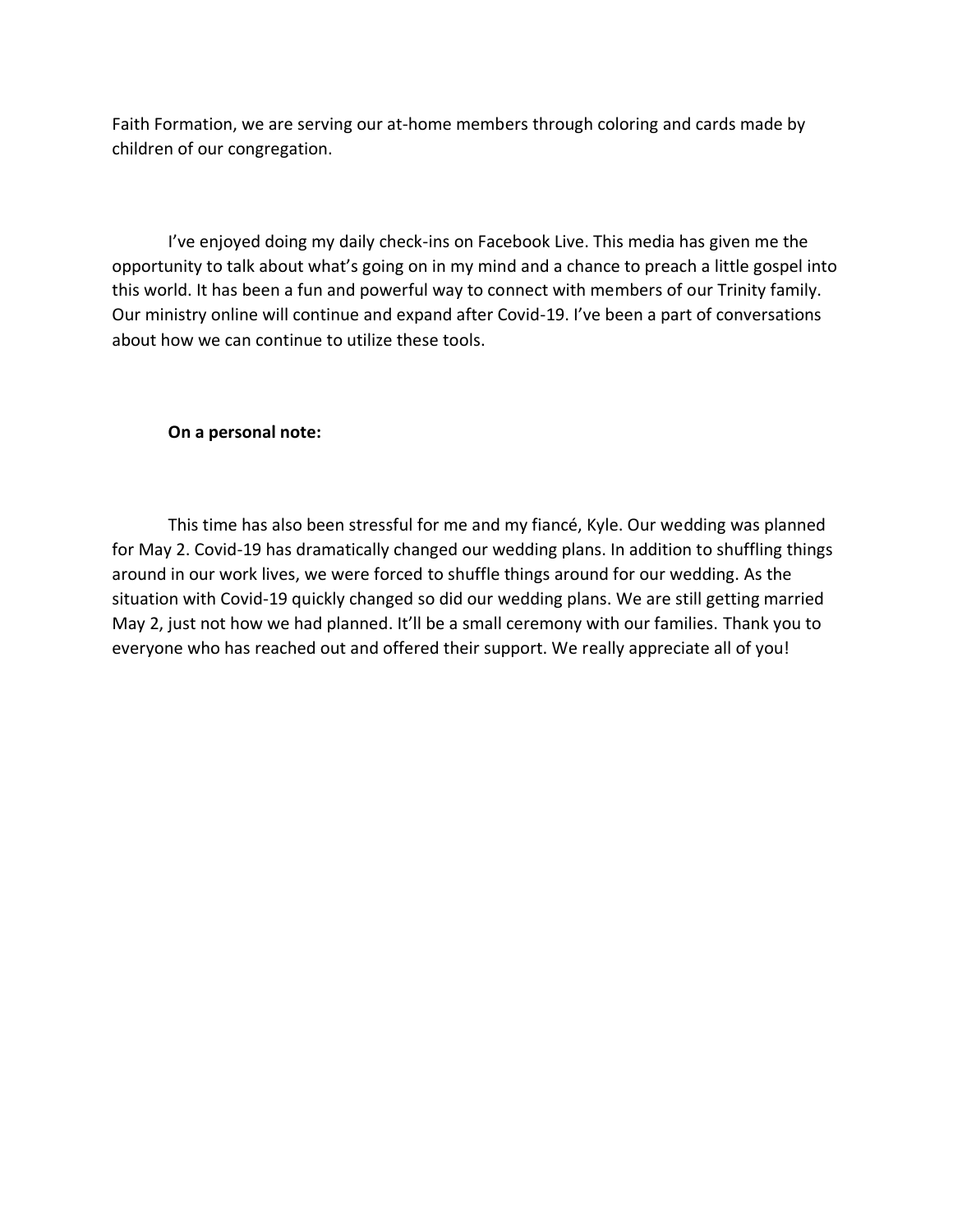Faith Formation, we are serving our at-home members through coloring and cards made by children of our congregation.

I've enjoyed doing my daily check-ins on Facebook Live. This media has given me the opportunity to talk about what's going on in my mind and a chance to preach a little gospel into this world. It has been a fun and powerful way to connect with members of our Trinity family. Our ministry online will continue and expand after Covid-19. I've been a part of conversations about how we can continue to utilize these tools.

**On a personal note:**

This time has also been stressful for me and my fiancé, Kyle. Our wedding was planned for May 2. Covid-19 has dramatically changed our wedding plans. In addition to shuffling things around in our work lives, we were forced to shuffle things around for our wedding. As the situation with Covid-19 quickly changed so did our wedding plans. We are still getting married May 2, just not how we had planned. It'll be a small ceremony with our families. Thank you to everyone who has reached out and offered their support. We really appreciate all of you!